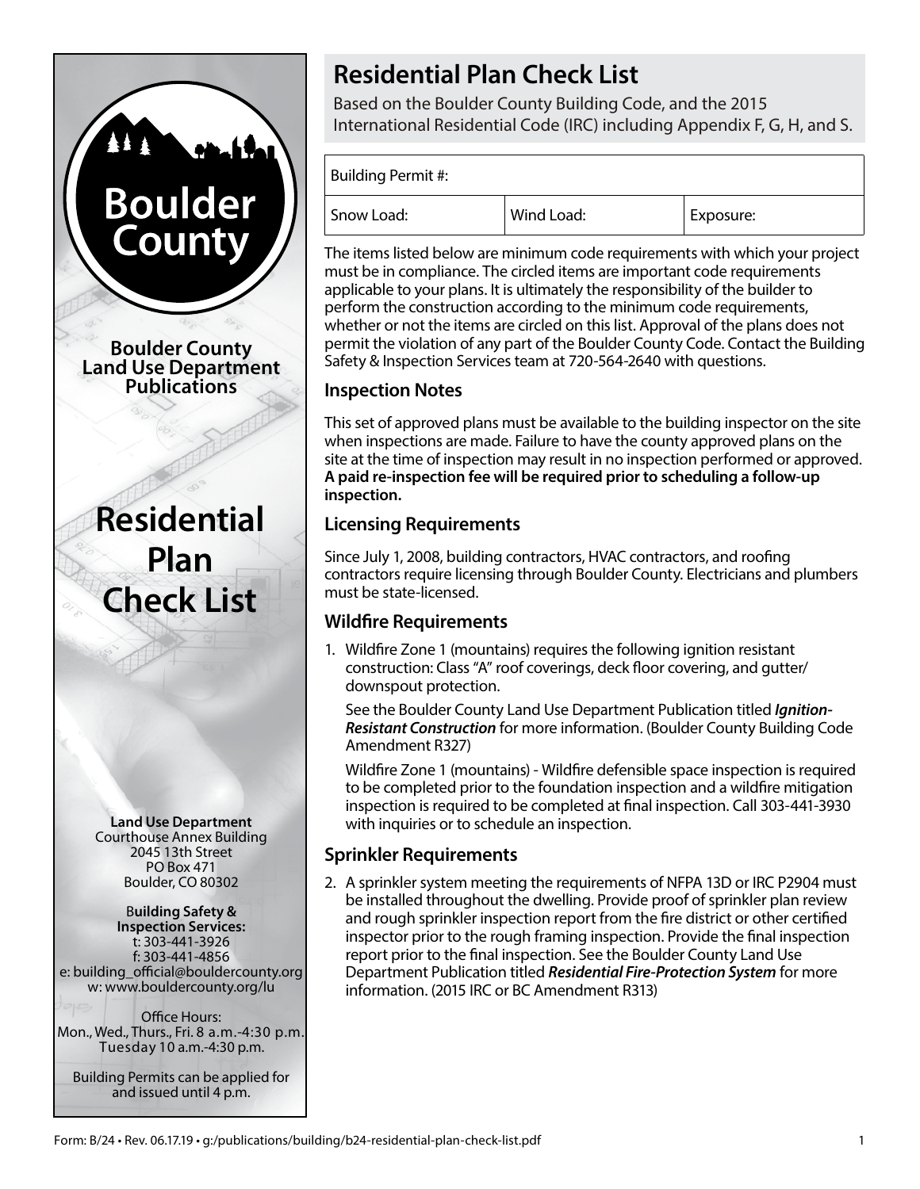# Residential Plan Check List

Based on the Boulder County Building Code, and the 2015 International Residential Code (IRC) including Appendix F, G, H, and S.

| Building Permit #: | | |
|---|---|---|
| Snow Load: | Wind Load: | Exposure: |

The items listed below are minimum code requirements with which your project must be in compliance. The circled items are important code requirements applicable to your plans. It is ultimately the responsibility of the builder to perform the construction according to the minimum code requirements, whether or not the items are circled on this list. Approval of the plans does not permit the violation of any part of the Boulder County Code. Contact the Building Safety & Inspection Services team at 720-564-2640 with questions.

## Inspection Notes

This set of approved plans must be available to the building inspector on the site when inspections are made. Failure to have the county approved plans on the site at the time of inspection may result in no inspection performed or approved. **A paid re-inspection fee will be required prior to scheduling a follow-up inspection.**

## Licensing Requirements

Since July 1, 2008, building contractors, HVAC contractors, and roofing contractors require licensing through Boulder County. Electricians and plumbers must be state-licensed.

## Wildfire Requirements

1. Wildfire Zone 1 (mountains) requires the following ignition resistant construction: Class "A" roof coverings, deck floor covering, and gutter/downspout protection.

   See the Boulder County Land Use Department Publication titled ***Ignition-Resistant Construction*** for more information. (Boulder County Building Code Amendment R327)

   Wildfire Zone 1 (mountains) - Wildfire defensible space inspection is required to be completed prior to the foundation inspection and a wildfire mitigation inspection is required to be completed at final inspection. Call 303-441-3930 with inquiries or to schedule an inspection.

## Sprinkler Requirements

2. A sprinkler system meeting the requirements of NFPA 13D or IRC P2904 must be installed throughout the dwelling. Provide proof of sprinkler plan review and rough sprinkler inspection report from the fire district or other certified inspector prior to the rough framing inspection. Provide the final inspection report prior to the final inspection. See the Boulder County Land Use Department Publication titled ***Residential Fire-Protection System*** for more information. (2015 IRC or BC Amendment R313)

---

Boulder County

**Boulder County Land Use Department Publications**

**Residential Plan Check List**

**Land Use Department**
Courthouse Annex Building
2045 13th Street
PO Box 471
Boulder, CO 80302

**Building Safety & Inspection Services:**
t: 303-441-3926
f: 303-441-4856
e: building_official@bouldercounty.org
w: www.bouldercounty.org/lu

Office Hours:
Mon., Wed., Thurs., Fri. 8 a.m.-4:30 p.m.
Tuesday 10 a.m.-4:30 p.m.

Building Permits can be applied for and issued until 4 p.m.

Form: B/24 • Rev. 06.17.19 • g:/publications/building/b24-residential-plan-check-list.pdf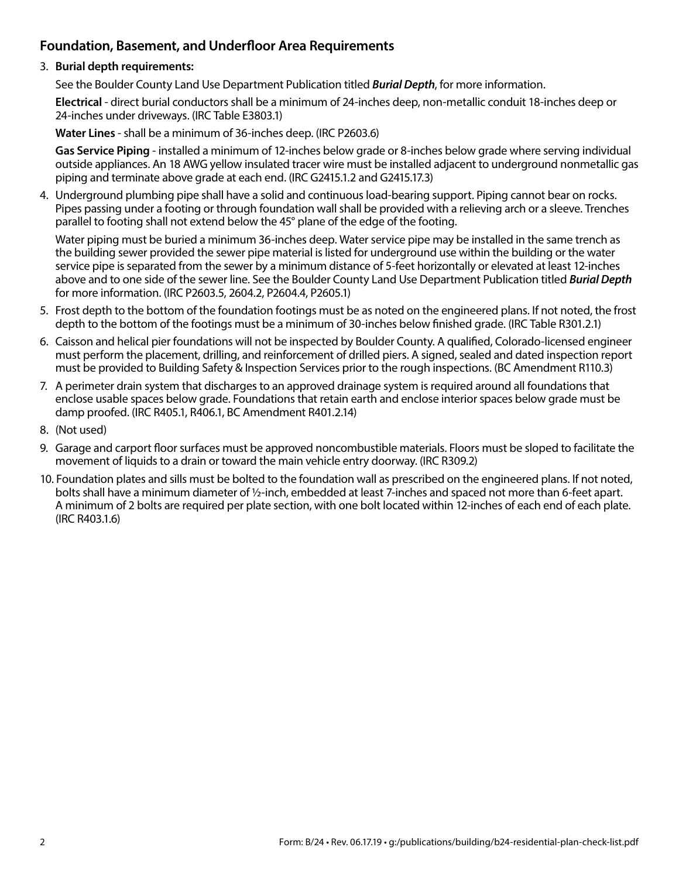## Foundation, Basement, and Underfloor Area Requirements

3. **Burial depth requirements:**

   See the Boulder County Land Use Department Publication titled ***Burial Depth***, for more information.

   **Electrical** - direct burial conductors shall be a minimum of 24-inches deep, non-metallic conduit 18-inches deep or 24-inches under driveways. (IRC Table E3803.1)

   **Water Lines** - shall be a minimum of 36-inches deep. (IRC P2603.6)

   **Gas Service Piping** - installed a minimum of 12-inches below grade or 8-inches below grade where serving individual outside appliances. An 18 AWG yellow insulated tracer wire must be installed adjacent to underground nonmetallic gas piping and terminate above grade at each end. (IRC G2415.1.2 and G2415.17.3)

4. Underground plumbing pipe shall have a solid and continuous load-bearing support. Piping cannot bear on rocks. Pipes passing under a footing or through foundation wall shall be provided with a relieving arch or a sleeve. Trenches parallel to footing shall not extend below the 45° plane of the edge of the footing.

   Water piping must be buried a minimum 36-inches deep. Water service pipe may be installed in the same trench as the building sewer provided the sewer pipe material is listed for underground use within the building or the water service pipe is separated from the sewer by a minimum distance of 5-feet horizontally or elevated at least 12-inches above and to one side of the sewer line. See the Boulder County Land Use Department Publication titled ***Burial Depth*** for more information. (IRC P2603.5, 2604.2, P2604.4, P2605.1)

5. Frost depth to the bottom of the foundation footings must be as noted on the engineered plans. If not noted, the frost depth to the bottom of the footings must be a minimum of 30-inches below finished grade. (IRC Table R301.2.1)

6. Caisson and helical pier foundations will not be inspected by Boulder County. A qualified, Colorado-licensed engineer must perform the placement, drilling, and reinforcement of drilled piers. A signed, sealed and dated inspection report must be provided to Building Safety & Inspection Services prior to the rough inspections. (BC Amendment R110.3)

7. A perimeter drain system that discharges to an approved drainage system is required around all foundations that enclose usable spaces below grade. Foundations that retain earth and enclose interior spaces below grade must be damp proofed. (IRC R405.1, R406.1, BC Amendment R401.2.14)

8. (Not used)

9. Garage and carport floor surfaces must be approved noncombustible materials. Floors must be sloped to facilitate the movement of liquids to a drain or toward the main vehicle entry doorway. (IRC R309.2)

10. Foundation plates and sills must be bolted to the foundation wall as prescribed on the engineered plans. If not noted, bolts shall have a minimum diameter of ½-inch, embedded at least 7-inches and spaced not more than 6-feet apart. A minimum of 2 bolts are required per plate section, with one bolt located within 12-inches of each end of each plate. (IRC R403.1.6)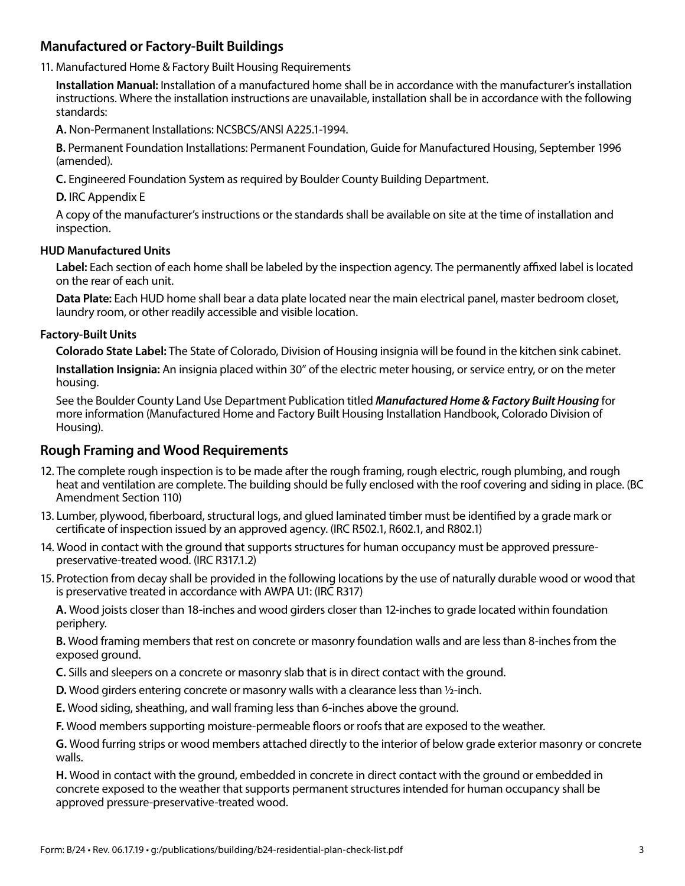## Manufactured or Factory-Built Buildings

11. Manufactured Home & Factory Built Housing Requirements

    **Installation Manual:** Installation of a manufactured home shall be in accordance with the manufacturer's installation instructions. Where the installation instructions are unavailable, installation shall be in accordance with the following standards:

    **A.** Non-Permanent Installations: NCSBCS/ANSI A225.1-1994.

    **B.** Permanent Foundation Installations: Permanent Foundation, Guide for Manufactured Housing, September 1996 (amended).

    **C.** Engineered Foundation System as required by Boulder County Building Department.

    **D.** IRC Appendix E

    A copy of the manufacturer's instructions or the standards shall be available on site at the time of installation and inspection.

#### HUD Manufactured Units

**Label:** Each section of each home shall be labeled by the inspection agency. The permanently affixed label is located on the rear of each unit.

**Data Plate:** Each HUD home shall bear a data plate located near the main electrical panel, master bedroom closet, laundry room, or other readily accessible and visible location.

#### Factory-Built Units

**Colorado State Label:** The State of Colorado, Division of Housing insignia will be found in the kitchen sink cabinet.

**Installation Insignia:** An insignia placed within 30" of the electric meter housing, or service entry, or on the meter housing.

See the Boulder County Land Use Department Publication titled ***Manufactured Home & Factory Built Housing*** for more information (Manufactured Home and Factory Built Housing Installation Handbook, Colorado Division of Housing).

## Rough Framing and Wood Requirements

12. The complete rough inspection is to be made after the rough framing, rough electric, rough plumbing, and rough heat and ventilation are complete. The building should be fully enclosed with the roof covering and siding in place. (BC Amendment Section 110)

13. Lumber, plywood, fiberboard, structural logs, and glued laminated timber must be identified by a grade mark or certificate of inspection issued by an approved agency. (IRC R502.1, R602.1, and R802.1)

14. Wood in contact with the ground that supports structures for human occupancy must be approved pressure-preservative-treated wood. (IRC R317.1.2)

15. Protection from decay shall be provided in the following locations by the use of naturally durable wood or wood that is preservative treated in accordance with AWPA U1: (IRC R317)

    **A.** Wood joists closer than 18-inches and wood girders closer than 12-inches to grade located within foundation periphery.

    **B.** Wood framing members that rest on concrete or masonry foundation walls and are less than 8-inches from the exposed ground.

    **C.** Sills and sleepers on a concrete or masonry slab that is in direct contact with the ground.

    **D.** Wood girders entering concrete or masonry walls with a clearance less than ½-inch.

    **E.** Wood siding, sheathing, and wall framing less than 6-inches above the ground.

    **F.** Wood members supporting moisture-permeable floors or roofs that are exposed to the weather.

    **G.** Wood furring strips or wood members attached directly to the interior of below grade exterior masonry or concrete walls.

    **H.** Wood in contact with the ground, embedded in concrete in direct contact with the ground or embedded in concrete exposed to the weather that supports permanent structures intended for human occupancy shall be approved pressure-preservative-treated wood.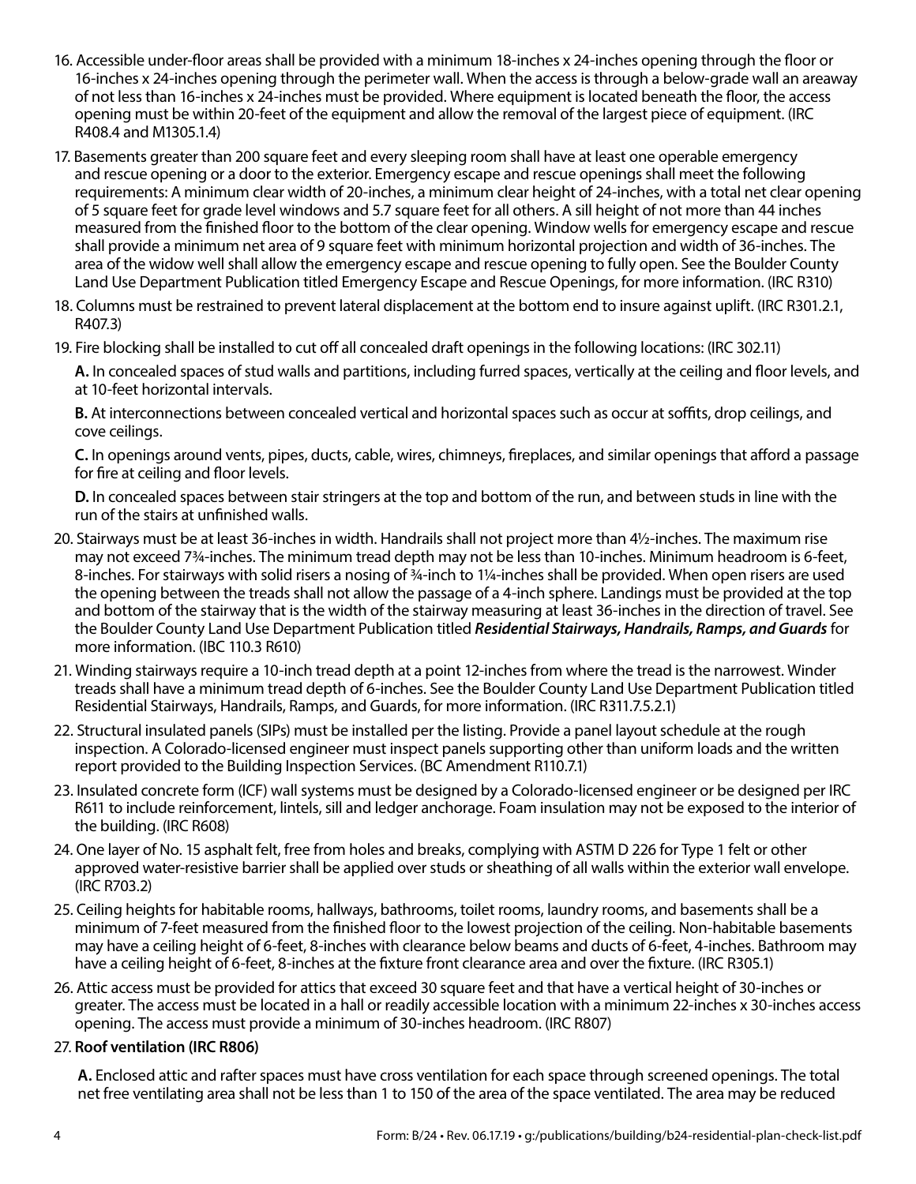16. Accessible under-floor areas shall be provided with a minimum 18-inches x 24-inches opening through the floor or 16-inches x 24-inches opening through the perimeter wall. When the access is through a below-grade wall an areaway of not less than 16-inches x 24-inches must be provided. Where equipment is located beneath the floor, the access opening must be within 20-feet of the equipment and allow the removal of the largest piece of equipment. (IRC R408.4 and M1305.1.4)

17. Basements greater than 200 square feet and every sleeping room shall have at least one operable emergency and rescue opening or a door to the exterior. Emergency escape and rescue openings shall meet the following requirements: A minimum clear width of 20-inches, a minimum clear height of 24-inches, with a total net clear opening of 5 square feet for grade level windows and 5.7 square feet for all others. A sill height of not more than 44 inches measured from the finished floor to the bottom of the clear opening. Window wells for emergency escape and rescue shall provide a minimum net area of 9 square feet with minimum horizontal projection and width of 36-inches. The area of the widow well shall allow the emergency escape and rescue opening to fully open. See the Boulder County Land Use Department Publication titled Emergency Escape and Rescue Openings, for more information. (IRC R310)

18. Columns must be restrained to prevent lateral displacement at the bottom end to insure against uplift. (IRC R301.2.1, R407.3)

19. Fire blocking shall be installed to cut off all concealed draft openings in the following locations: (IRC 302.11)

    **A.** In concealed spaces of stud walls and partitions, including furred spaces, vertically at the ceiling and floor levels, and at 10-feet horizontal intervals.

    **B.** At interconnections between concealed vertical and horizontal spaces such as occur at soffits, drop ceilings, and cove ceilings.

    **C.** In openings around vents, pipes, ducts, cable, wires, chimneys, fireplaces, and similar openings that afford a passage for fire at ceiling and floor levels.

    **D.** In concealed spaces between stair stringers at the top and bottom of the run, and between studs in line with the run of the stairs at unfinished walls.

20. Stairways must be at least 36-inches in width. Handrails shall not project more than 4½-inches. The maximum rise may not exceed 7¾-inches. The minimum tread depth may not be less than 10-inches. Minimum headroom is 6-feet, 8-inches. For stairways with solid risers a nosing of ¾-inch to 1¼-inches shall be provided. When open risers are used the opening between the treads shall not allow the passage of a 4-inch sphere. Landings must be provided at the top and bottom of the stairway that is the width of the stairway measuring at least 36-inches in the direction of travel. See the Boulder County Land Use Department Publication titled ***Residential Stairways, Handrails, Ramps, and Guards*** for more information. (IBC 110.3 R610)

21. Winding stairways require a 10-inch tread depth at a point 12-inches from where the tread is the narrowest. Winder treads shall have a minimum tread depth of 6-inches. See the Boulder County Land Use Department Publication titled Residential Stairways, Handrails, Ramps, and Guards, for more information. (IRC R311.7.5.2.1)

22. Structural insulated panels (SIPs) must be installed per the listing. Provide a panel layout schedule at the rough inspection. A Colorado-licensed engineer must inspect panels supporting other than uniform loads and the written report provided to the Building Inspection Services. (BC Amendment R110.7.1)

23. Insulated concrete form (ICF) wall systems must be designed by a Colorado-licensed engineer or be designed per IRC R611 to include reinforcement, lintels, sill and ledger anchorage. Foam insulation may not be exposed to the interior of the building. (IRC R608)

24. One layer of No. 15 asphalt felt, free from holes and breaks, complying with ASTM D 226 for Type 1 felt or other approved water-resistive barrier shall be applied over studs or sheathing of all walls within the exterior wall envelope. (IRC R703.2)

25. Ceiling heights for habitable rooms, hallways, bathrooms, toilet rooms, laundry rooms, and basements shall be a minimum of 7-feet measured from the finished floor to the lowest projection of the ceiling. Non-habitable basements may have a ceiling height of 6-feet, 8-inches with clearance below beams and ducts of 6-feet, 4-inches. Bathroom may have a ceiling height of 6-feet, 8-inches at the fixture front clearance area and over the fixture. (IRC R305.1)

26. Attic access must be provided for attics that exceed 30 square feet and that have a vertical height of 30-inches or greater. The access must be located in a hall or readily accessible location with a minimum 22-inches x 30-inches access opening. The access must provide a minimum of 30-inches headroom. (IRC R807)

27. **Roof ventilation (IRC R806)**

    **A.** Enclosed attic and rafter spaces must have cross ventilation for each space through screened openings. The total net free ventilating area shall not be less than 1 to 150 of the area of the space ventilated. The area may be reduced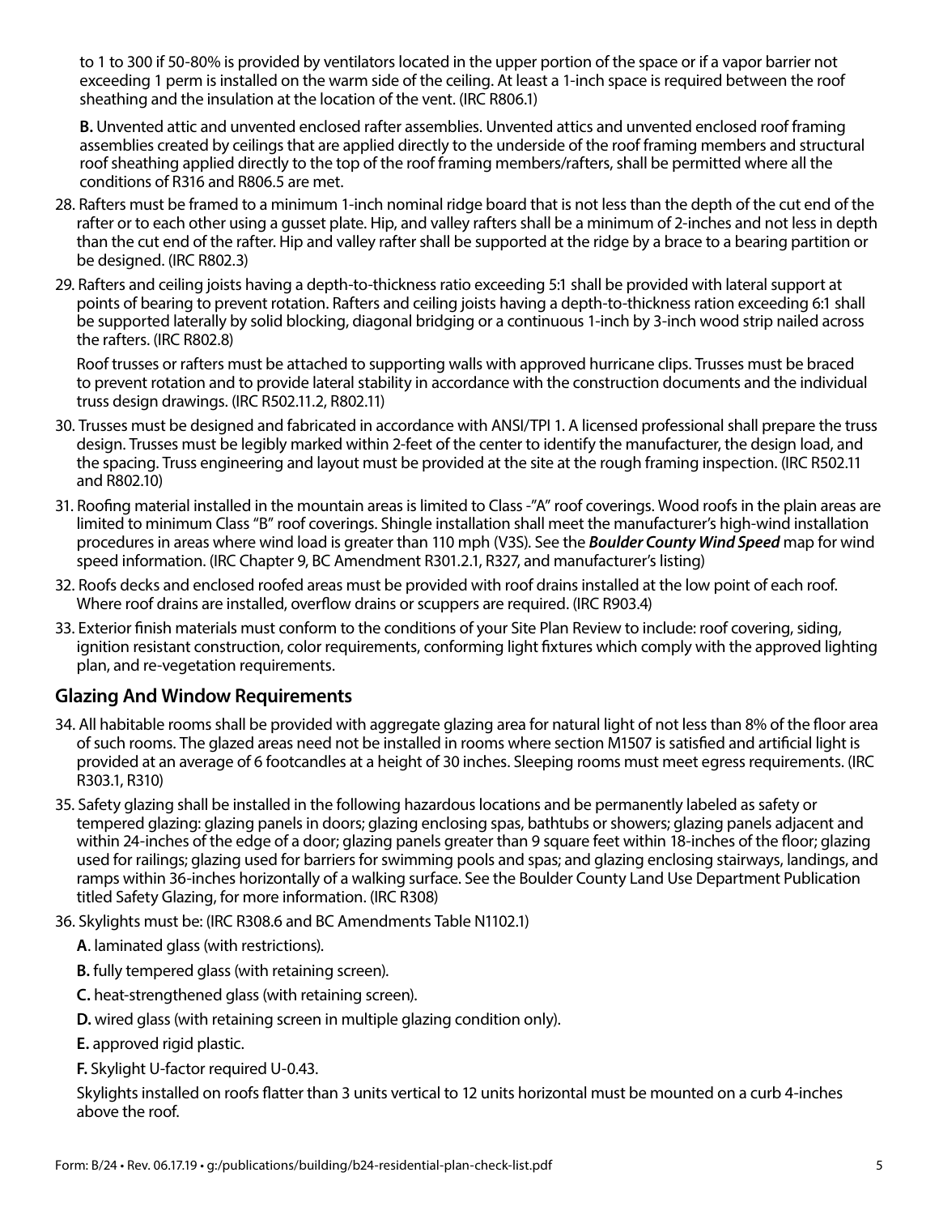to 1 to 300 if 50-80% is provided by ventilators located in the upper portion of the space or if a vapor barrier not exceeding 1 perm is installed on the warm side of the ceiling. At least a 1-inch space is required between the roof sheathing and the insulation at the location of the vent. (IRC R806.1)

**B.** Unvented attic and unvented enclosed rafter assemblies. Unvented attics and unvented enclosed roof framing assemblies created by ceilings that are applied directly to the underside of the roof framing members and structural roof sheathing applied directly to the top of the roof framing members/rafters, shall be permitted where all the conditions of R316 and R806.5 are met.

28. Rafters must be framed to a minimum 1-inch nominal ridge board that is not less than the depth of the cut end of the rafter or to each other using a gusset plate. Hip, and valley rafters shall be a minimum of 2-inches and not less in depth than the cut end of the rafter. Hip and valley rafter shall be supported at the ridge by a brace to a bearing partition or be designed. (IRC R802.3)

29. Rafters and ceiling joists having a depth-to-thickness ratio exceeding 5:1 shall be provided with lateral support at points of bearing to prevent rotation. Rafters and ceiling joists having a depth-to-thickness ration exceeding 6:1 shall be supported laterally by solid blocking, diagonal bridging or a continuous 1-inch by 3-inch wood strip nailed across the rafters. (IRC R802.8)

    Roof trusses or rafters must be attached to supporting walls with approved hurricane clips. Trusses must be braced to prevent rotation and to provide lateral stability in accordance with the construction documents and the individual truss design drawings. (IRC R502.11.2, R802.11)

30. Trusses must be designed and fabricated in accordance with ANSI/TPI 1. A licensed professional shall prepare the truss design. Trusses must be legibly marked within 2-feet of the center to identify the manufacturer, the design load, and the spacing. Truss engineering and layout must be provided at the site at the rough framing inspection. (IRC R502.11 and R802.10)

31. Roofing material installed in the mountain areas is limited to Class -"A" roof coverings. Wood roofs in the plain areas are limited to minimum Class "B" roof coverings. Shingle installation shall meet the manufacturer's high-wind installation procedures in areas where wind load is greater than 110 mph (V3S). See the ***Boulder County Wind Speed*** map for wind speed information. (IRC Chapter 9, BC Amendment R301.2.1, R327, and manufacturer's listing)

32. Roofs decks and enclosed roofed areas must be provided with roof drains installed at the low point of each roof. Where roof drains are installed, overflow drains or scuppers are required. (IRC R903.4)

33. Exterior finish materials must conform to the conditions of your Site Plan Review to include: roof covering, siding, ignition resistant construction, color requirements, conforming light fixtures which comply with the approved lighting plan, and re-vegetation requirements.

## Glazing And Window Requirements

34. All habitable rooms shall be provided with aggregate glazing area for natural light of not less than 8% of the floor area of such rooms. The glazed areas need not be installed in rooms where section M1507 is satisfied and artificial light is provided at an average of 6 footcandles at a height of 30 inches. Sleeping rooms must meet egress requirements. (IRC R303.1, R310)

35. Safety glazing shall be installed in the following hazardous locations and be permanently labeled as safety or tempered glazing: glazing panels in doors; glazing enclosing spas, bathtubs or showers; glazing panels adjacent and within 24-inches of the edge of a door; glazing panels greater than 9 square feet within 18-inches of the floor; glazing used for railings; glazing used for barriers for swimming pools and spas; and glazing enclosing stairways, landings, and ramps within 36-inches horizontally of a walking surface. See the Boulder County Land Use Department Publication titled Safety Glazing, for more information. (IRC R308)

36. Skylights must be: (IRC R308.6 and BC Amendments Table N1102.1)

    **A**. laminated glass (with restrictions).

    **B.** fully tempered glass (with retaining screen).

    **C.** heat-strengthened glass (with retaining screen).

    **D.** wired glass (with retaining screen in multiple glazing condition only).

    **E.** approved rigid plastic.

    **F.** Skylight U-factor required U-0.43.

    Skylights installed on roofs flatter than 3 units vertical to 12 units horizontal must be mounted on a curb 4-inches above the roof.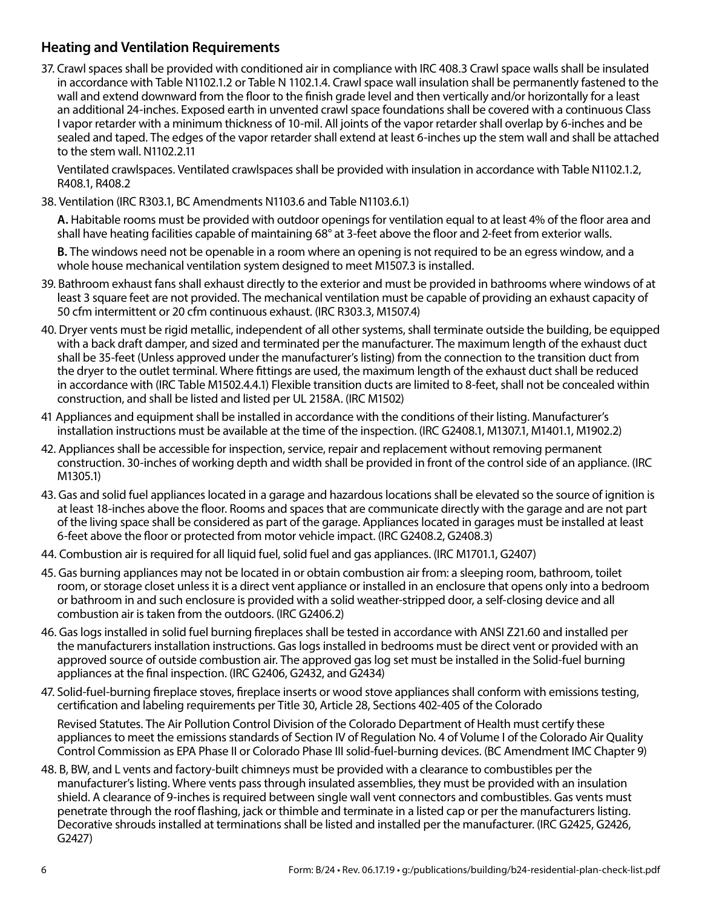## Heating and Ventilation Requirements

37. Crawl spaces shall be provided with conditioned air in compliance with IRC 408.3 Crawl space walls shall be insulated in accordance with Table N1102.1.2 or Table N 1102.1.4. Crawl space wall insulation shall be permanently fastened to the wall and extend downward from the floor to the finish grade level and then vertically and/or horizontally for a least an additional 24-inches. Exposed earth in unvented crawl space foundations shall be covered with a continuous Class I vapor retarder with a minimum thickness of 10-mil. All joints of the vapor retarder shall overlap by 6-inches and be sealed and taped. The edges of the vapor retarder shall extend at least 6-inches up the stem wall and shall be attached to the stem wall. N1102.2.11

    Ventilated crawlspaces. Ventilated crawlspaces shall be provided with insulation in accordance with Table N1102.1.2, R408.1, R408.2

38. Ventilation (IRC R303.1, BC Amendments N1103.6 and Table N1103.6.1)

    **A.** Habitable rooms must be provided with outdoor openings for ventilation equal to at least 4% of the floor area and shall have heating facilities capable of maintaining 68° at 3-feet above the floor and 2-feet from exterior walls.

    **B.** The windows need not be openable in a room where an opening is not required to be an egress window, and a whole house mechanical ventilation system designed to meet M1507.3 is installed.

39. Bathroom exhaust fans shall exhaust directly to the exterior and must be provided in bathrooms where windows of at least 3 square feet are not provided. The mechanical ventilation must be capable of providing an exhaust capacity of 50 cfm intermittent or 20 cfm continuous exhaust. (IRC R303.3, M1507.4)

40. Dryer vents must be rigid metallic, independent of all other systems, shall terminate outside the building, be equipped with a back draft damper, and sized and terminated per the manufacturer. The maximum length of the exhaust duct shall be 35-feet (Unless approved under the manufacturer's listing) from the connection to the transition duct from the dryer to the outlet terminal. Where fittings are used, the maximum length of the exhaust duct shall be reduced in accordance with (IRC Table M1502.4.4.1) Flexible transition ducts are limited to 8-feet, shall not be concealed within construction, and shall be listed and listed per UL 2158A. (IRC M1502)

41. Appliances and equipment shall be installed in accordance with the conditions of their listing. Manufacturer's installation instructions must be available at the time of the inspection. (IRC G2408.1, M1307.1, M1401.1, M1902.2)

42. Appliances shall be accessible for inspection, service, repair and replacement without removing permanent construction. 30-inches of working depth and width shall be provided in front of the control side of an appliance. (IRC M1305.1)

43. Gas and solid fuel appliances located in a garage and hazardous locations shall be elevated so the source of ignition is at least 18-inches above the floor. Rooms and spaces that are communicate directly with the garage and are not part of the living space shall be considered as part of the garage. Appliances located in garages must be installed at least 6-feet above the floor or protected from motor vehicle impact. (IRC G2408.2, G2408.3)

44. Combustion air is required for all liquid fuel, solid fuel and gas appliances. (IRC M1701.1, G2407)

45. Gas burning appliances may not be located in or obtain combustion air from: a sleeping room, bathroom, toilet room, or storage closet unless it is a direct vent appliance or installed in an enclosure that opens only into a bedroom or bathroom in and such enclosure is provided with a solid weather-stripped door, a self-closing device and all combustion air is taken from the outdoors. (IRC G2406.2)

46. Gas logs installed in solid fuel burning fireplaces shall be tested in accordance with ANSI Z21.60 and installed per the manufacturers installation instructions. Gas logs installed in bedrooms must be direct vent or provided with an approved source of outside combustion air. The approved gas log set must be installed in the Solid-fuel burning appliances at the final inspection. (IRC G2406, G2432, and G2434)

47. Solid-fuel-burning fireplace stoves, fireplace inserts or wood stove appliances shall conform with emissions testing, certification and labeling requirements per Title 30, Article 28, Sections 402-405 of the Colorado

    Revised Statutes. The Air Pollution Control Division of the Colorado Department of Health must certify these appliances to meet the emissions standards of Section IV of Regulation No. 4 of Volume I of the Colorado Air Quality Control Commission as EPA Phase II or Colorado Phase III solid-fuel-burning devices. (BC Amendment IMC Chapter 9)

48. B, BW, and L vents and factory-built chimneys must be provided with a clearance to combustibles per the manufacturer's listing. Where vents pass through insulated assemblies, they must be provided with an insulation shield. A clearance of 9-inches is required between single wall vent connectors and combustibles. Gas vents must penetrate through the roof flashing, jack or thimble and terminate in a listed cap or per the manufacturers listing. Decorative shrouds installed at terminations shall be listed and installed per the manufacturer. (IRC G2425, G2426, G2427)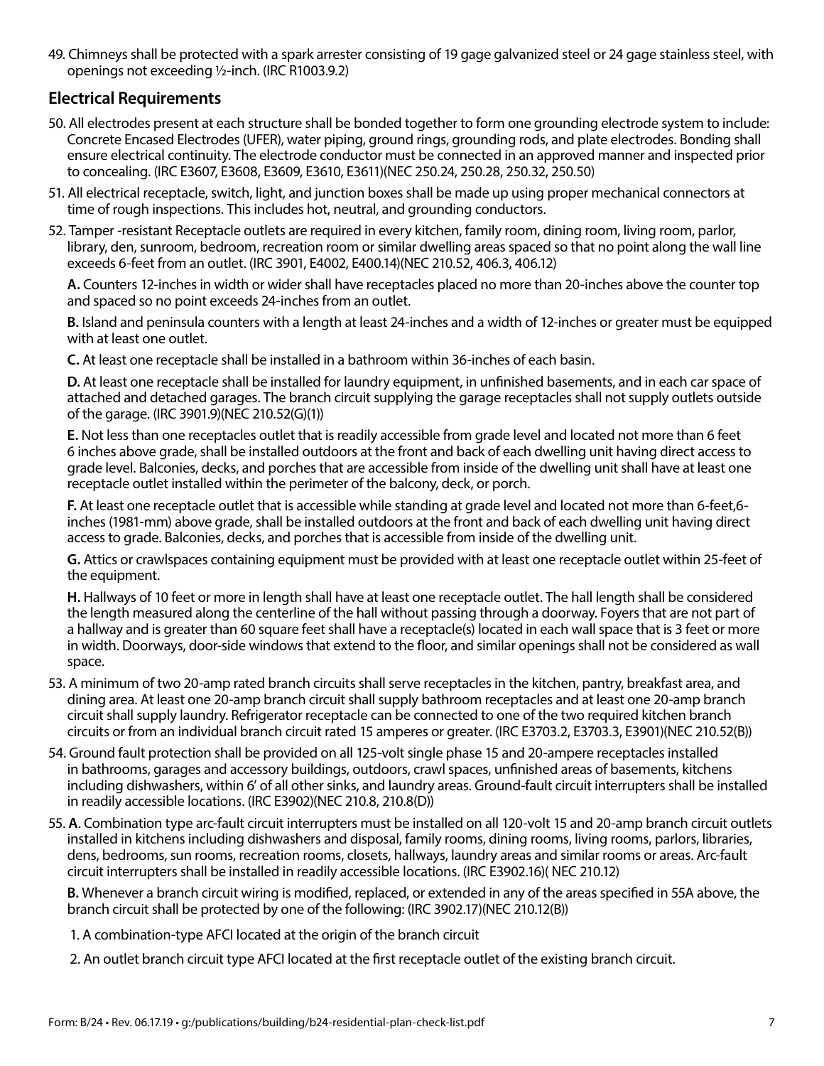49. Chimneys shall be protected with a spark arrester consisting of 19 gage galvanized steel or 24 gage stainless steel, with openings not exceeding ½-inch. (IRC R1003.9.2)

## Electrical Requirements

50. All electrodes present at each structure shall be bonded together to form one grounding electrode system to include: Concrete Encased Electrodes (UFER), water piping, ground rings, grounding rods, and plate electrodes. Bonding shall ensure electrical continuity. The electrode conductor must be connected in an approved manner and inspected prior to concealing. (IRC E3607, E3608, E3609, E3610, E3611)(NEC 250.24, 250.28, 250.32, 250.50)

51. All electrical receptacle, switch, light, and junction boxes shall be made up using proper mechanical connectors at time of rough inspections. This includes hot, neutral, and grounding conductors.

52. Tamper -resistant Receptacle outlets are required in every kitchen, family room, dining room, living room, parlor, library, den, sunroom, bedroom, recreation room or similar dwelling areas spaced so that no point along the wall line exceeds 6-feet from an outlet. (IRC 3901, E4002, E400.14)(NEC 210.52, 406.3, 406.12)

    **A.** Counters 12-inches in width or wider shall have receptacles placed no more than 20-inches above the counter top and spaced so no point exceeds 24-inches from an outlet.

    **B.** Island and peninsula counters with a length at least 24-inches and a width of 12-inches or greater must be equipped with at least one outlet.

    **C.** At least one receptacle shall be installed in a bathroom within 36-inches of each basin.

    **D.** At least one receptacle shall be installed for laundry equipment, in unfinished basements, and in each car space of attached and detached garages. The branch circuit supplying the garage receptacles shall not supply outlets outside of the garage. (IRC 3901.9)(NEC 210.52(G)(1))

    **E.** Not less than one receptacles outlet that is readily accessible from grade level and located not more than 6 feet 6 inches above grade, shall be installed outdoors at the front and back of each dwelling unit having direct access to grade level. Balconies, decks, and porches that are accessible from inside of the dwelling unit shall have at least one receptacle outlet installed within the perimeter of the balcony, deck, or porch.

    **F.** At least one receptacle outlet that is accessible while standing at grade level and located not more than 6-feet,6-inches (1981-mm) above grade, shall be installed outdoors at the front and back of each dwelling unit having direct access to grade. Balconies, decks, and porches that is accessible from inside of the dwelling unit.

    **G.** Attics or crawlspaces containing equipment must be provided with at least one receptacle outlet within 25-feet of the equipment.

    **H.** Hallways of 10 feet or more in length shall have at least one receptacle outlet. The hall length shall be considered the length measured along the centerline of the hall without passing through a doorway. Foyers that are not part of a hallway and is greater than 60 square feet shall have a receptacle(s) located in each wall space that is 3 feet or more in width. Doorways, door-side windows that extend to the floor, and similar openings shall not be considered as wall space.

53. A minimum of two 20-amp rated branch circuits shall serve receptacles in the kitchen, pantry, breakfast area, and dining area. At least one 20-amp branch circuit shall supply bathroom receptacles and at least one 20-amp branch circuit shall supply laundry. Refrigerator receptacle can be connected to one of the two required kitchen branch circuits or from an individual branch circuit rated 15 amperes or greater. (IRC E3703.2, E3703.3, E3901)(NEC 210.52(B))

54. Ground fault protection shall be provided on all 125-volt single phase 15 and 20-ampere receptacles installed in bathrooms, garages and accessory buildings, outdoors, crawl spaces, unfinished areas of basements, kitchens including dishwashers, within 6' of all other sinks, and laundry areas. Ground-fault circuit interrupters shall be installed in readily accessible locations. (IRC E3902)(NEC 210.8, 210.8(D))

55. **A**. Combination type arc-fault circuit interrupters must be installed on all 120-volt 15 and 20-amp branch circuit outlets installed in kitchens including dishwashers and disposal, family rooms, dining rooms, living rooms, parlors, libraries, dens, bedrooms, sun rooms, recreation rooms, closets, hallways, laundry areas and similar rooms or areas. Arc-fault circuit interrupters shall be installed in readily accessible locations. (IRC E3902.16)( NEC 210.12)

    **B.** Whenever a branch circuit wiring is modified, replaced, or extended in any of the areas specified in 55A above, the branch circuit shall be protected by one of the following: (IRC 3902.17)(NEC 210.12(B))

    1. A combination-type AFCI located at the origin of the branch circuit

    2. An outlet branch circuit type AFCI located at the first receptacle outlet of the existing branch circuit.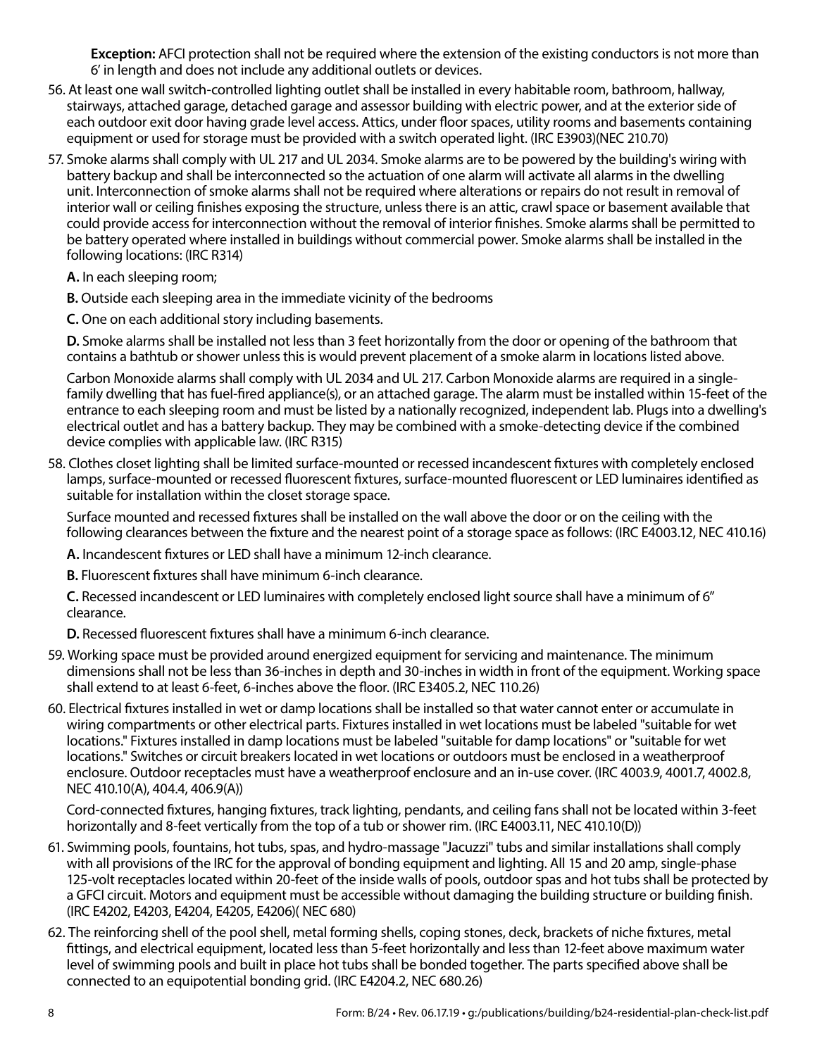**Exception:** AFCI protection shall not be required where the extension of the existing conductors is not more than 6' in length and does not include any additional outlets or devices.

56. At least one wall switch-controlled lighting outlet shall be installed in every habitable room, bathroom, hallway, stairways, attached garage, detached garage and assessor building with electric power, and at the exterior side of each outdoor exit door having grade level access. Attics, under floor spaces, utility rooms and basements containing equipment or used for storage must be provided with a switch operated light. (IRC E3903)(NEC 210.70)

57. Smoke alarms shall comply with UL 217 and UL 2034. Smoke alarms are to be powered by the building's wiring with battery backup and shall be interconnected so the actuation of one alarm will activate all alarms in the dwelling unit. Interconnection of smoke alarms shall not be required where alterations or repairs do not result in removal of interior wall or ceiling finishes exposing the structure, unless there is an attic, crawl space or basement available that could provide access for interconnection without the removal of interior finishes. Smoke alarms shall be permitted to be battery operated where installed in buildings without commercial power. Smoke alarms shall be installed in the following locations: (IRC R314)

    **A.** In each sleeping room;

    **B.** Outside each sleeping area in the immediate vicinity of the bedrooms

    **C.** One on each additional story including basements.

    **D.** Smoke alarms shall be installed not less than 3 feet horizontally from the door or opening of the bathroom that contains a bathtub or shower unless this is would prevent placement of a smoke alarm in locations listed above.

    Carbon Monoxide alarms shall comply with UL 2034 and UL 217. Carbon Monoxide alarms are required in a single-family dwelling that has fuel-fired appliance(s), or an attached garage. The alarm must be installed within 15-feet of the entrance to each sleeping room and must be listed by a nationally recognized, independent lab. Plugs into a dwelling's electrical outlet and has a battery backup. They may be combined with a smoke-detecting device if the combined device complies with applicable law. (IRC R315)

58. Clothes closet lighting shall be limited surface-mounted or recessed incandescent fixtures with completely enclosed lamps, surface-mounted or recessed fluorescent fixtures, surface-mounted fluorescent or LED luminaires identified as suitable for installation within the closet storage space.

    Surface mounted and recessed fixtures shall be installed on the wall above the door or on the ceiling with the following clearances between the fixture and the nearest point of a storage space as follows: (IRC E4003.12, NEC 410.16)

    **A.** Incandescent fixtures or LED shall have a minimum 12-inch clearance.

    **B.** Fluorescent fixtures shall have minimum 6-inch clearance.

    **C.** Recessed incandescent or LED luminaires with completely enclosed light source shall have a minimum of 6" clearance.

    **D.** Recessed fluorescent fixtures shall have a minimum 6-inch clearance.

59. Working space must be provided around energized equipment for servicing and maintenance. The minimum dimensions shall not be less than 36-inches in depth and 30-inches in width in front of the equipment. Working space shall extend to at least 6-feet, 6-inches above the floor. (IRC E3405.2, NEC 110.26)

60. Electrical fixtures installed in wet or damp locations shall be installed so that water cannot enter or accumulate in wiring compartments or other electrical parts. Fixtures installed in wet locations must be labeled "suitable for wet locations." Fixtures installed in damp locations must be labeled "suitable for damp locations" or "suitable for wet locations." Switches or circuit breakers located in wet locations or outdoors must be enclosed in a weatherproof enclosure. Outdoor receptacles must have a weatherproof enclosure and an in-use cover. (IRC 4003.9, 4001.7, 4002.8, NEC 410.10(A), 404.4, 406.9(A))

    Cord-connected fixtures, hanging fixtures, track lighting, pendants, and ceiling fans shall not be located within 3-feet horizontally and 8-feet vertically from the top of a tub or shower rim. (IRC E4003.11, NEC 410.10(D))

61. Swimming pools, fountains, hot tubs, spas, and hydro-massage "Jacuzzi" tubs and similar installations shall comply with all provisions of the IRC for the approval of bonding equipment and lighting. All 15 and 20 amp, single-phase 125-volt receptacles located within 20-feet of the inside walls of pools, outdoor spas and hot tubs shall be protected by a GFCI circuit. Motors and equipment must be accessible without damaging the building structure or building finish. (IRC E4202, E4203, E4204, E4205, E4206)( NEC 680)

62. The reinforcing shell of the pool shell, metal forming shells, coping stones, deck, brackets of niche fixtures, metal fittings, and electrical equipment, located less than 5-feet horizontally and less than 12-feet above maximum water level of swimming pools and built in place hot tubs shall be bonded together. The parts specified above shall be connected to an equipotential bonding grid. (IRC E4204.2, NEC 680.26)

Form: B/24 • Rev. 06.17.19 • g:/publications/building/b24-residential-plan-check-list.pdf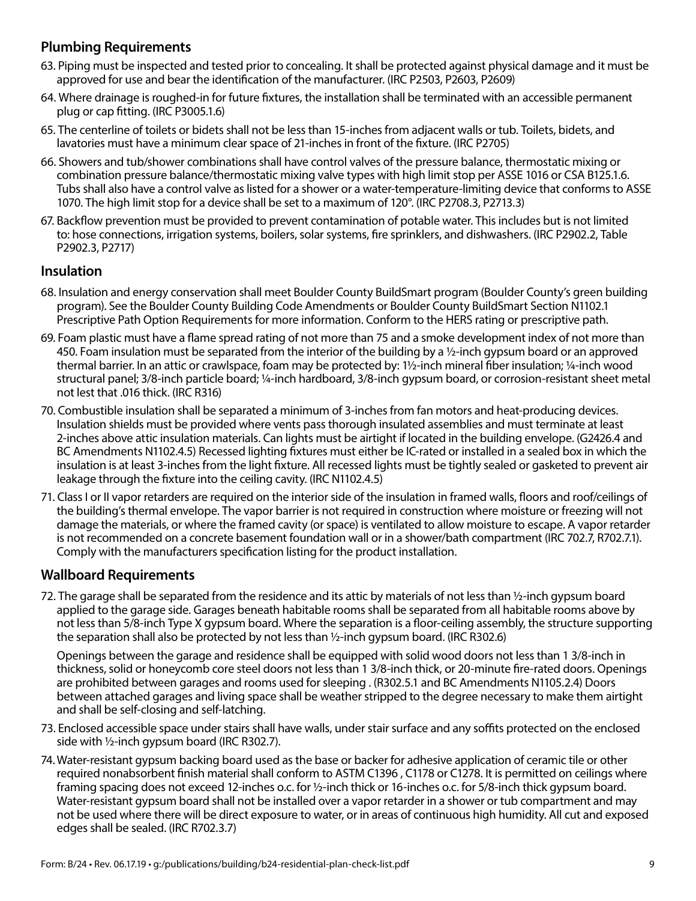## Plumbing Requirements

63. Piping must be inspected and tested prior to concealing. It shall be protected against physical damage and it must be approved for use and bear the identification of the manufacturer. (IRC P2503, P2603, P2609)

64. Where drainage is roughed-in for future fixtures, the installation shall be terminated with an accessible permanent plug or cap fitting. (IRC P3005.1.6)

65. The centerline of toilets or bidets shall not be less than 15-inches from adjacent walls or tub. Toilets, bidets, and lavatories must have a minimum clear space of 21-inches in front of the fixture. (IRC P2705)

66. Showers and tub/shower combinations shall have control valves of the pressure balance, thermostatic mixing or combination pressure balance/thermostatic mixing valve types with high limit stop per ASSE 1016 or CSA B125.1.6. Tubs shall also have a control valve as listed for a shower or a water-temperature-limiting device that conforms to ASSE 1070. The high limit stop for a device shall be set to a maximum of 120°. (IRC P2708.3, P2713.3)

67. Backflow prevention must be provided to prevent contamination of potable water. This includes but is not limited to: hose connections, irrigation systems, boilers, solar systems, fire sprinklers, and dishwashers. (IRC P2902.2, Table P2902.3, P2717)

## Insulation

68. Insulation and energy conservation shall meet Boulder County BuildSmart program (Boulder County's green building program). See the Boulder County Building Code Amendments or Boulder County BuildSmart Section N1102.1 Prescriptive Path Option Requirements for more information. Conform to the HERS rating or prescriptive path.

69. Foam plastic must have a flame spread rating of not more than 75 and a smoke development index of not more than 450. Foam insulation must be separated from the interior of the building by a ½-inch gypsum board or an approved thermal barrier. In an attic or crawlspace, foam may be protected by: 1½-inch mineral fiber insulation; ¼-inch wood structural panel; 3/8-inch particle board; ¼-inch hardboard, 3/8-inch gypsum board, or corrosion-resistant sheet metal not lest that .016 thick. (IRC R316)

70. Combustible insulation shall be separated a minimum of 3-inches from fan motors and heat-producing devices. Insulation shields must be provided where vents pass thorough insulated assemblies and must terminate at least 2-inches above attic insulation materials. Can lights must be airtight if located in the building envelope. (G2426.4 and BC Amendments N1102.4.5) Recessed lighting fixtures must either be IC-rated or installed in a sealed box in which the insulation is at least 3-inches from the light fixture. All recessed lights must be tightly sealed or gasketed to prevent air leakage through the fixture into the ceiling cavity. (IRC N1102.4.5)

71. Class I or II vapor retarders are required on the interior side of the insulation in framed walls, floors and roof/ceilings of the building's thermal envelope. The vapor barrier is not required in construction where moisture or freezing will not damage the materials, or where the framed cavity (or space) is ventilated to allow moisture to escape. A vapor retarder is not recommended on a concrete basement foundation wall or in a shower/bath compartment (IRC 702.7, R702.7.1). Comply with the manufacturers specification listing for the product installation.

## Wallboard Requirements

72. The garage shall be separated from the residence and its attic by materials of not less than ½-inch gypsum board applied to the garage side. Garages beneath habitable rooms shall be separated from all habitable rooms above by not less than 5/8-inch Type X gypsum board. Where the separation is a floor-ceiling assembly, the structure supporting the separation shall also be protected by not less than ½-inch gypsum board. (IRC R302.6)

    Openings between the garage and residence shall be equipped with solid wood doors not less than 1 3/8-inch in thickness, solid or honeycomb core steel doors not less than 1 3/8-inch thick, or 20-minute fire-rated doors. Openings are prohibited between garages and rooms used for sleeping . (R302.5.1 and BC Amendments N1105.2.4) Doors between attached garages and living space shall be weather stripped to the degree necessary to make them airtight and shall be self-closing and self-latching.

73. Enclosed accessible space under stairs shall have walls, under stair surface and any soffits protected on the enclosed side with ½-inch gypsum board (IRC R302.7).

74. Water-resistant gypsum backing board used as the base or backer for adhesive application of ceramic tile or other required nonabsorbent finish material shall conform to ASTM C1396 , C1178 or C1278. It is permitted on ceilings where framing spacing does not exceed 12-inches o.c. for ½-inch thick or 16-inches o.c. for 5/8-inch thick gypsum board. Water-resistant gypsum board shall not be installed over a vapor retarder in a shower or tub compartment and may not be used where there will be direct exposure to water, or in areas of continuous high humidity. All cut and exposed edges shall be sealed. (IRC R702.3.7)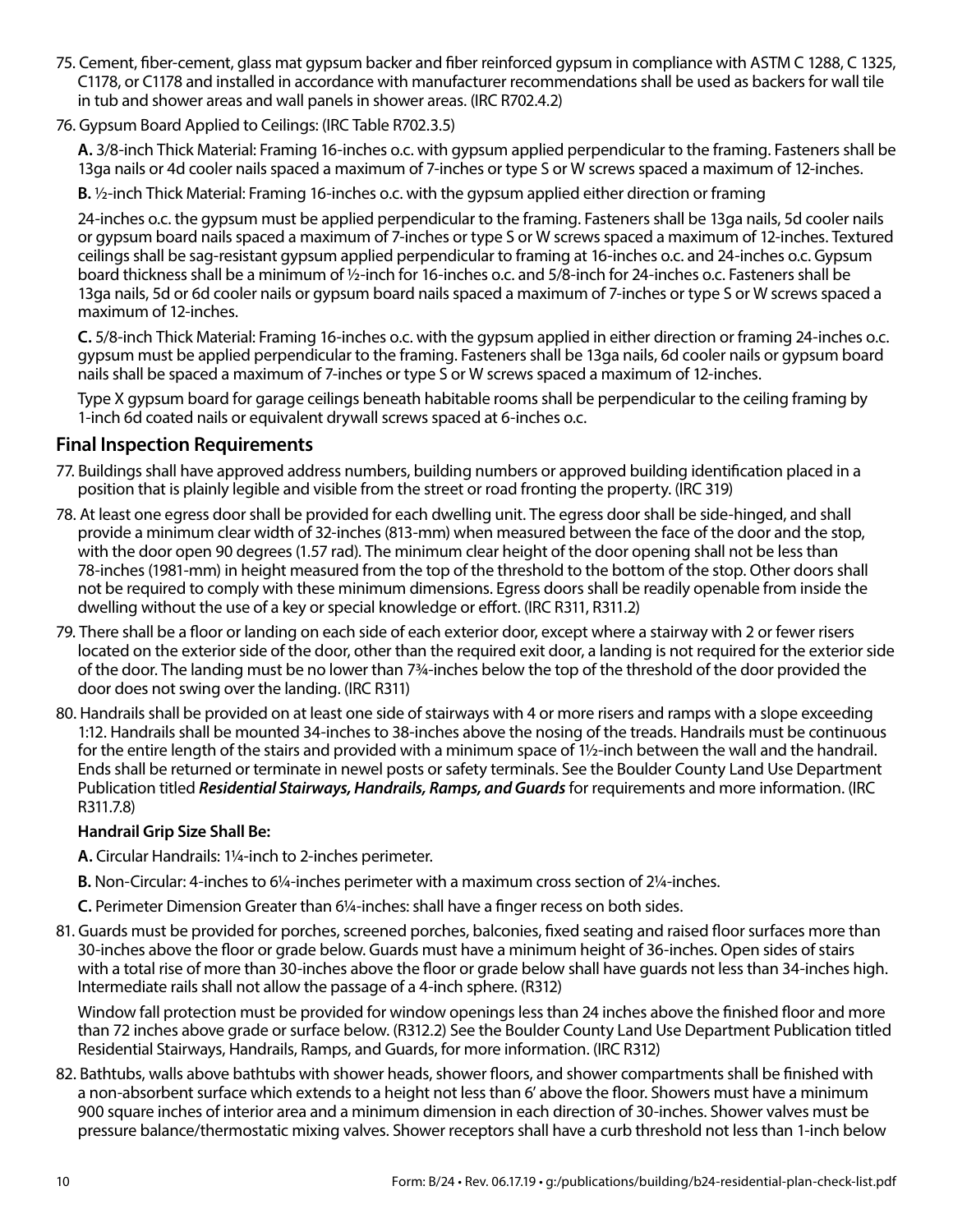75. Cement, fiber-cement, glass mat gypsum backer and fiber reinforced gypsum in compliance with ASTM C 1288, C 1325, C1178, or C1178 and installed in accordance with manufacturer recommendations shall be used as backers for wall tile in tub and shower areas and wall panels in shower areas. (IRC R702.4.2)

76. Gypsum Board Applied to Ceilings: (IRC Table R702.3.5)

    **A.** 3/8-inch Thick Material: Framing 16-inches o.c. with gypsum applied perpendicular to the framing. Fasteners shall be 13ga nails or 4d cooler nails spaced a maximum of 7-inches or type S or W screws spaced a maximum of 12-inches.

    **B.** ½-inch Thick Material: Framing 16-inches o.c. with the gypsum applied either direction or framing

    24-inches o.c. the gypsum must be applied perpendicular to the framing. Fasteners shall be 13ga nails, 5d cooler nails or gypsum board nails spaced a maximum of 7-inches or type S or W screws spaced a maximum of 12-inches. Textured ceilings shall be sag-resistant gypsum applied perpendicular to framing at 16-inches o.c. and 24-inches o.c. Gypsum board thickness shall be a minimum of ½-inch for 16-inches o.c. and 5/8-inch for 24-inches o.c. Fasteners shall be 13ga nails, 5d or 6d cooler nails or gypsum board nails spaced a maximum of 7-inches or type S or W screws spaced a maximum of 12-inches.

    **C.** 5/8-inch Thick Material: Framing 16-inches o.c. with the gypsum applied in either direction or framing 24-inches o.c. gypsum must be applied perpendicular to the framing. Fasteners shall be 13ga nails, 6d cooler nails or gypsum board nails shall be spaced a maximum of 7-inches or type S or W screws spaced a maximum of 12-inches.

    Type X gypsum board for garage ceilings beneath habitable rooms shall be perpendicular to the ceiling framing by 1-inch 6d coated nails or equivalent drywall screws spaced at 6-inches o.c.

## Final Inspection Requirements

77. Buildings shall have approved address numbers, building numbers or approved building identification placed in a position that is plainly legible and visible from the street or road fronting the property. (IRC 319)

78. At least one egress door shall be provided for each dwelling unit. The egress door shall be side-hinged, and shall provide a minimum clear width of 32-inches (813-mm) when measured between the face of the door and the stop, with the door open 90 degrees (1.57 rad). The minimum clear height of the door opening shall not be less than 78-inches (1981-mm) in height measured from the top of the threshold to the bottom of the stop. Other doors shall not be required to comply with these minimum dimensions. Egress doors shall be readily openable from inside the dwelling without the use of a key or special knowledge or effort. (IRC R311, R311.2)

79. There shall be a floor or landing on each side of each exterior door, except where a stairway with 2 or fewer risers located on the exterior side of the door, other than the required exit door, a landing is not required for the exterior side of the door. The landing must be no lower than 7¾-inches below the top of the threshold of the door provided the door does not swing over the landing. (IRC R311)

80. Handrails shall be provided on at least one side of stairways with 4 or more risers and ramps with a slope exceeding 1:12. Handrails shall be mounted 34-inches to 38-inches above the nosing of the treads. Handrails must be continuous for the entire length of the stairs and provided with a minimum space of 1½-inch between the wall and the handrail. Ends shall be returned or terminate in newel posts or safety terminals. See the Boulder County Land Use Department Publication titled ***Residential Stairways, Handrails, Ramps, and Guards*** for requirements and more information. (IRC R311.7.8)

    **Handrail Grip Size Shall Be:**

    **A.** Circular Handrails: 1¼-inch to 2-inches perimeter.

    **B.** Non-Circular: 4-inches to 6¼-inches perimeter with a maximum cross section of 2¼-inches.

    **C.** Perimeter Dimension Greater than 6¼-inches: shall have a finger recess on both sides.

81. Guards must be provided for porches, screened porches, balconies, fixed seating and raised floor surfaces more than 30-inches above the floor or grade below. Guards must have a minimum height of 36-inches. Open sides of stairs with a total rise of more than 30-inches above the floor or grade below shall have guards not less than 34-inches high. Intermediate rails shall not allow the passage of a 4-inch sphere. (R312)

    Window fall protection must be provided for window openings less than 24 inches above the finished floor and more than 72 inches above grade or surface below. (R312.2) See the Boulder County Land Use Department Publication titled Residential Stairways, Handrails, Ramps, and Guards, for more information. (IRC R312)

82. Bathtubs, walls above bathtubs with shower heads, shower floors, and shower compartments shall be finished with a non-absorbent surface which extends to a height not less than 6' above the floor. Showers must have a minimum 900 square inches of interior area and a minimum dimension in each direction of 30-inches. Shower valves must be pressure balance/thermostatic mixing valves. Shower receptors shall have a curb threshold not less than 1-inch below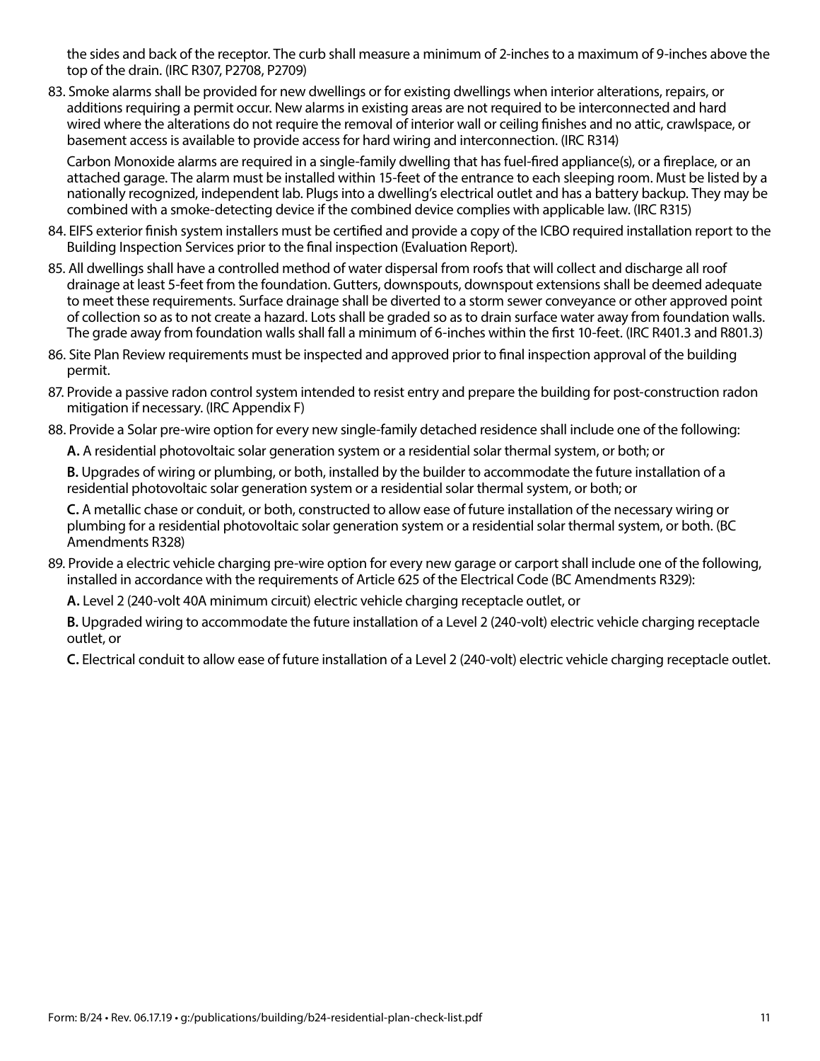the sides and back of the receptor. The curb shall measure a minimum of 2-inches to a maximum of 9-inches above the top of the drain. (IRC R307, P2708, P2709)

83. Smoke alarms shall be provided for new dwellings or for existing dwellings when interior alterations, repairs, or additions requiring a permit occur. New alarms in existing areas are not required to be interconnected and hard wired where the alterations do not require the removal of interior wall or ceiling finishes and no attic, crawlspace, or basement access is available to provide access for hard wiring and interconnection. (IRC R314)

    Carbon Monoxide alarms are required in a single-family dwelling that has fuel-fired appliance(s), or a fireplace, or an attached garage. The alarm must be installed within 15-feet of the entrance to each sleeping room. Must be listed by a nationally recognized, independent lab. Plugs into a dwelling's electrical outlet and has a battery backup. They may be combined with a smoke-detecting device if the combined device complies with applicable law. (IRC R315)

84. EIFS exterior finish system installers must be certified and provide a copy of the ICBO required installation report to the Building Inspection Services prior to the final inspection (Evaluation Report).

85. All dwellings shall have a controlled method of water dispersal from roofs that will collect and discharge all roof drainage at least 5-feet from the foundation. Gutters, downspouts, downspout extensions shall be deemed adequate to meet these requirements. Surface drainage shall be diverted to a storm sewer conveyance or other approved point of collection so as to not create a hazard. Lots shall be graded so as to drain surface water away from foundation walls. The grade away from foundation walls shall fall a minimum of 6-inches within the first 10-feet. (IRC R401.3 and R801.3)

86. Site Plan Review requirements must be inspected and approved prior to final inspection approval of the building permit.

87. Provide a passive radon control system intended to resist entry and prepare the building for post-construction radon mitigation if necessary. (IRC Appendix F)

88. Provide a Solar pre-wire option for every new single-family detached residence shall include one of the following:

    **A.** A residential photovoltaic solar generation system or a residential solar thermal system, or both; or

    **B.** Upgrades of wiring or plumbing, or both, installed by the builder to accommodate the future installation of a residential photovoltaic solar generation system or a residential solar thermal system, or both; or

    **C.** A metallic chase or conduit, or both, constructed to allow ease of future installation of the necessary wiring or plumbing for a residential photovoltaic solar generation system or a residential solar thermal system, or both. (BC Amendments R328)

89. Provide a electric vehicle charging pre-wire option for every new garage or carport shall include one of the following, installed in accordance with the requirements of Article 625 of the Electrical Code (BC Amendments R329):

    **A.** Level 2 (240-volt 40A minimum circuit) electric vehicle charging receptacle outlet, or

    **B.** Upgraded wiring to accommodate the future installation of a Level 2 (240-volt) electric vehicle charging receptacle outlet, or

    **C.** Electrical conduit to allow ease of future installation of a Level 2 (240-volt) electric vehicle charging receptacle outlet.

Form: B/24 • Rev. 06.17.19 • g:/publications/building/b24-residential-plan-check-list.pdf